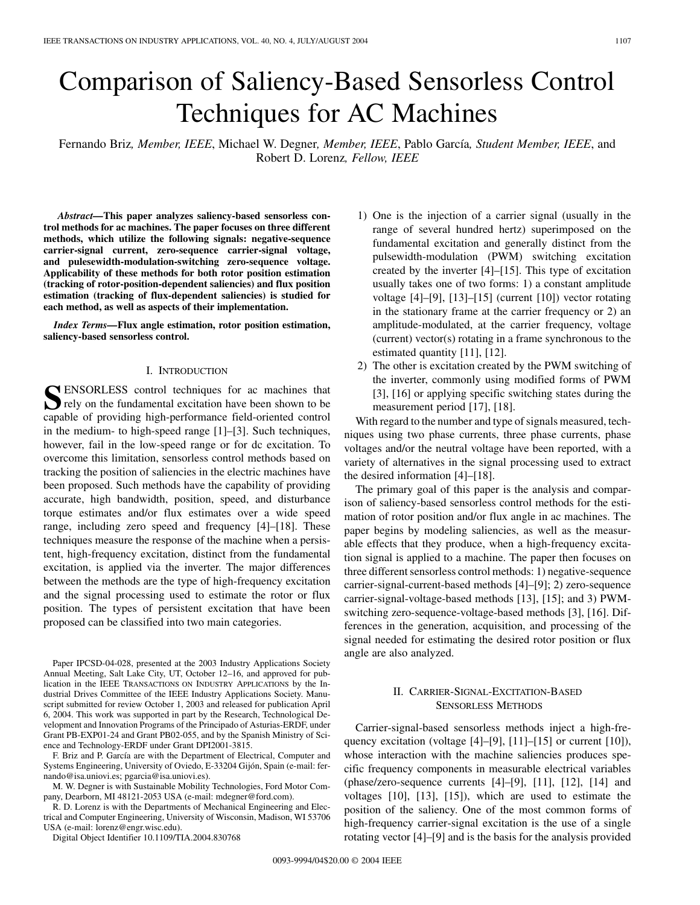# Comparison of Saliency-Based Sensorless Control Techniques for AC Machines

Fernando Briz, *Member, IEEE*, Michael W. Degner, *Member, IEEE*, Pablo García, *Student Member, IEEE*, and Robert D. Lorenz, *Fellow, IEEE*

***Abstract*—This paper analyzes saliency-based sensorless control methods for ac machines. The paper focuses on three different methods, which utilize the following signals: negative-sequence carrier-signal current, zero-sequence carrier-signal voltage, and pulesewidth-modulation-switching zero-sequence voltage. Applicability of these methods for both rotor position estimation (tracking of rotor-position-dependent saliencies) and flux position estimation (tracking of flux-dependent saliencies) is studied for each method, as well as aspects of their implementation.**

***Index Terms*—Flux angle estimation, rotor position estimation, saliency-based sensorless control.**

## I. Introduction

Sensorless control techniques for ac machines that rely on the fundamental excitation have been shown to be capable of providing high-performance field-oriented control in the medium- to high-speed range [1]–[3]. Such techniques, however, fail in the low-speed range or for dc excitation. To overcome this limitation, sensorless control methods based on tracking the position of saliencies in the electric machines have been proposed. Such methods have the capability of providing accurate, high bandwidth, position, speed, and disturbance torque estimates and/or flux estimates over a wide speed range, including zero speed and frequency [4]–[18]. These techniques measure the response of the machine when a persistent, high-frequency excitation, distinct from the fundamental excitation, is applied via the inverter. The major differences between the methods are the type of high-frequency excitation and the signal processing used to estimate the rotor or flux position. The types of persistent excitation that have been proposed can be classified into two main categories.

1) One is the injection of a carrier signal (usually in the range of several hundred hertz) superimposed on the fundamental excitation and generally distinct from the pulsewidth-modulation (PWM) switching excitation created by the inverter [4]–[15]. This type of excitation usually takes one of two forms: 1) a constant amplitude voltage [4]–[9], [13]–[15] (current [10]) vector rotating in the stationary frame at the carrier frequency or 2) an amplitude-modulated, at the carrier frequency, voltage (current) vector(s) rotating in a frame synchronous to the estimated quantity [11], [12].
2) The other is excitation created by the PWM switching of the inverter, commonly using modified forms of PWM [3], [16] or applying specific switching states during the measurement period [17], [18].

With regard to the number and type of signals measured, techniques using two phase currents, three phase currents, phase voltages and/or the neutral voltage have been reported, with a variety of alternatives in the signal processing used to extract the desired information [4]–[18].

The primary goal of this paper is the analysis and comparison of saliency-based sensorless control methods for the estimation of rotor position and/or flux angle in ac machines. The paper begins by modeling saliencies, as well as the measurable effects that they produce, when a high-frequency excitation signal is applied to a machine. The paper then focuses on three different sensorless control methods: 1) negative-sequence carrier-signal-current-based methods [4]–[9]; 2) zero-sequence carrier-signal-voltage-based methods [13], [15]; and 3) PWM-switching zero-sequence-voltage-based methods [3], [16]. Differences in the generation, acquisition, and processing of the signal needed for estimating the desired rotor position or flux angle are also analyzed.

## II. Carrier-Signal-Excitation-Based Sensorless Methods

Carrier-signal-based sensorless methods inject a high-frequency excitation (voltage [4]–[9], [11]–[15] or current [10]), whose interaction with the machine saliencies produces specific frequency components in measurable electrical variables (phase/zero-sequence currents [4]–[9], [11], [12], [14] and voltages [10], [13], [15]), which are used to estimate the position of the saliency. One of the most common forms of high-frequency carrier-signal excitation is the use of a single rotating vector [4]–[9] and is the basis for the analysis provided

---

Paper IPCSD-04-028, presented at the 2003 Industry Applications Society Annual Meeting, Salt Lake City, UT, October 12–16, and approved for publication in the IEEE Transactions on Industry Applications by the Industrial Drives Committee of the IEEE Industry Applications Society. Manuscript submitted for review October 1, 2003 and released for publication April 6, 2004. This work was supported in part by the Research, Technological Development and Innovation Programs of the Principado of Asturias-ERDF, under Grant PB-EXP01-24 and Grant PB02-055, and by the Spanish Ministry of Science and Technology-ERDF under Grant DPI2001-3815.

F. Briz and P. García are with the Department of Electrical, Computer and Systems Engineering, University of Oviedo, E-33204 Gijón, Spain (e-mail: fernando@isa.uniovi.es; pgarcia@isa.uniovi.es).

M. W. Degner is with Sustainable Mobility Technologies, Ford Motor Company, Dearborn, MI 48121-2053 USA (e-mail: mdegner@ford.com).

R. D. Lorenz is with the Departments of Mechanical Engineering and Electrical and Computer Engineering, University of Wisconsin, Madison, WI 53706 USA (e-mail: lorenz@engr.wisc.edu).

Digital Object Identifier 10.1109/TIA.2004.830768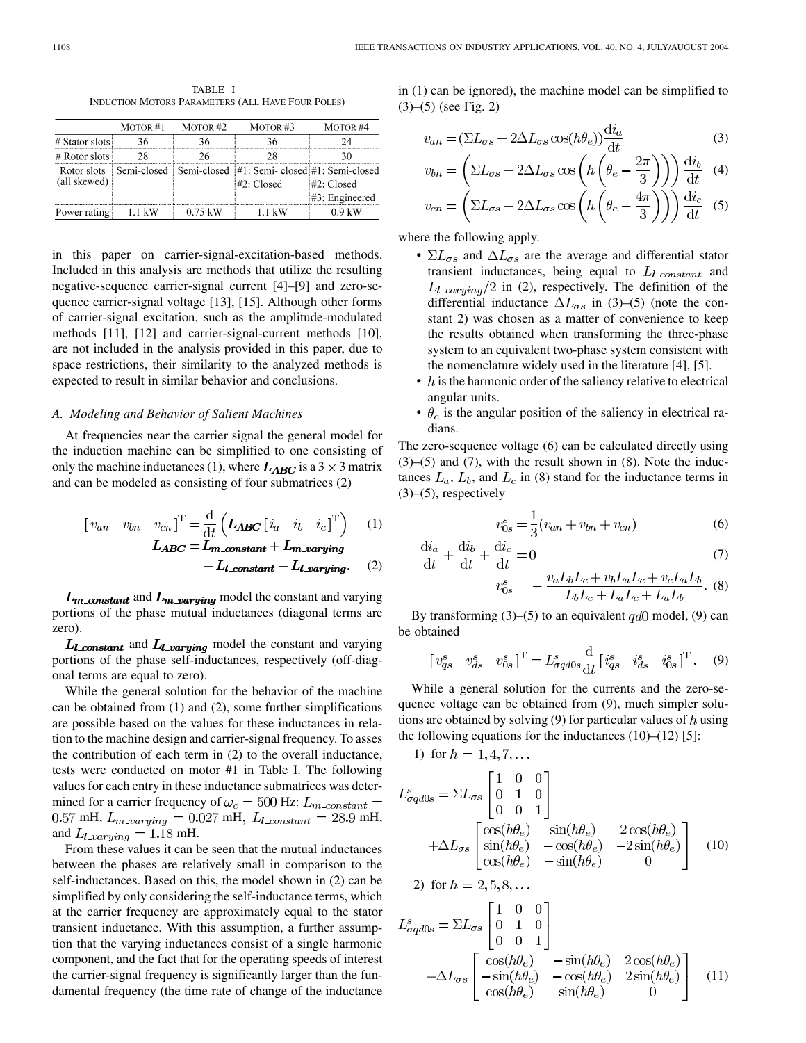TABLE I
INDUCTION MOTORS PARAMETERS (ALL HAVE FOUR POLES)

| | MOTOR #1 | MOTOR #2 | MOTOR #3 | MOTOR #4 |
|---|---|---|---|---|
| # Stator slots | 36 | 36 | 36 | 24 |
| # Rotor slots | 28 | 26 | 28 | 30 |
| Rotor slots (all skewed) | Semi-closed | Semi-closed | #1: Semi- closed #2: Closed | #1: Semi-closed #2: Closed #3: Engineered |
| Power rating | 1.1 kW | 0.75 kW | 1.1 kW | 0.9 kW |

in this paper on carrier-signal-excitation-based methods. Included in this analysis are methods that utilize the resulting negative-sequence carrier-signal current [4]–[9] and zero-sequence carrier-signal voltage [13], [15]. Although other forms of carrier-signal excitation, such as the amplitude-modulated methods [11], [12] and carrier-signal-current methods [10], are not included in the analysis provided in this paper, due to space restrictions, their similarity to the analyzed methods is expected to result in similar behavior and conclusions.

### A. Modeling and Behavior of Salient Machines

At frequencies near the carrier signal the general model for the induction machine can be simplified to one consisting of only the machine inductances (1), where $\boldsymbol{L_{ABC}}$ is a $3 \times 3$ matrix and can be modeled as consisting of four submatrices (2)

$$[v_{an} \quad v_{bn} \quad v_{cn}]^{\mathrm{T}} = \frac{\mathrm{d}}{\mathrm{d}t}\left(\boldsymbol{L_{ABC}}[i_a \quad i_b \quad i_c]^{\mathrm{T}}\right) \quad (1)$$

$$\boldsymbol{L_{ABC}} = \boldsymbol{L_{m\_constant}} + \boldsymbol{L_{m\_varying}} + \boldsymbol{L_{l\_constant}} + \boldsymbol{L_{l\_varying}}. \quad (2)$$

$\boldsymbol{L_{m\_constant}}$ and $\boldsymbol{L_{m\_varying}}$ model the constant and varying portions of the phase mutual inductances (diagonal terms are zero).

$\boldsymbol{L_{l\_constant}}$ and $\boldsymbol{L_{l\_varying}}$ model the constant and varying portions of the phase self-inductances, respectively (off-diagonal terms are equal to zero).

While the general solution for the behavior of the machine can be obtained from (1) and (2), some further simplifications are possible based on the values for these inductances in relation to the machine design and carrier-signal frequency. To asses the contribution of each term in (2) to the overall inductance, tests were conducted on motor #1 in Table I. The following values for each entry in these inductance submatrices was determined for a carrier frequency of $\omega_c = 500$ Hz: $L_{m\_constant} = 0.57$ mH, $L_{m\_varying} = 0.027$ mH, $L_{l\_constant} = 28.9$ mH, and $L_{l\_varying} = 1.18$ mH.

From these values it can be seen that the mutual inductances between the phases are relatively small in comparison to the self-inductances. Based on this, the model shown in (2) can be simplified by only considering the self-inductance terms, which at the carrier frequency are approximately equal to the stator transient inductance. With this assumption, a further assumption that the varying inductances consist of a single harmonic component, and the fact that for the operating speeds of interest the carrier-signal frequency is significantly larger than the fundamental frequency (the time rate of change of the inductance in (1) can be ignored), the machine model can be simplified to (3)–(5) (see Fig. 2)

$$v_{an} = (\Sigma L_{\sigma s} + 2\Delta L_{\sigma s}\cos(h\theta_e))\frac{\mathrm{d}i_a}{\mathrm{d}t} \quad (3)$$

$$v_{bn} = \left(\Sigma L_{\sigma s} + 2\Delta L_{\sigma s}\cos\left(h\left(\theta_e - \frac{2\pi}{3}\right)\right)\right)\frac{\mathrm{d}i_b}{\mathrm{d}t} \quad (4)$$

$$v_{cn} = \left(\Sigma L_{\sigma s} + 2\Delta L_{\sigma s}\cos\left(h\left(\theta_e - \frac{4\pi}{3}\right)\right)\right)\frac{\mathrm{d}i_c}{\mathrm{d}t} \quad (5)$$

where the following apply.

- $\Sigma L_{\sigma s}$ and $\Delta L_{\sigma s}$ are the average and differential stator transient inductances, being equal to $L_{l\_constant}$ and $L_{l\_varying}/2$ in (2), respectively. The definition of the differential inductance $\Delta L_{\sigma s}$ in (3)–(5) (note the constant 2) was chosen as a matter of convenience to keep the results obtained when transforming the three-phase system to an equivalent two-phase system consistent with the nomenclature widely used in the literature [4], [5].
- $h$ is the harmonic order of the saliency relative to electrical angular units.
- $\theta_e$ is the angular position of the saliency in electrical radians.

The zero-sequence voltage (6) can be calculated directly using (3)–(5) and (7), with the result shown in (8). Note the inductances $L_a$, $L_b$, and $L_c$ in (8) stand for the inductance terms in (3)–(5), respectively

$$v_{0s}^{s} = \frac{1}{3}(v_{an} + v_{bn} + v_{cn}) \quad (6)$$

$$\frac{\mathrm{d}i_a}{\mathrm{d}t} + \frac{\mathrm{d}i_b}{\mathrm{d}t} + \frac{\mathrm{d}i_c}{\mathrm{d}t} = 0 \quad (7)$$

$$v_{0s}^{s} = -\frac{v_a L_b L_c + v_b L_a L_c + v_c L_a L_b}{L_b L_c + L_a L_c + L_a L_b}. \quad (8)$$

By transforming (3)–(5) to an equivalent $qd0$ model, (9) can be obtained

$$[v_{qs}^{s} \quad v_{ds}^{s} \quad v_{0s}^{s}]^{\mathrm{T}} = L_{\sigma qd0s}^{s}\frac{\mathrm{d}}{\mathrm{d}t}[i_{qs}^{s} \quad i_{ds}^{s} \quad i_{0s}^{s}]^{\mathrm{T}}. \quad (9)$$

While a general solution for the currents and the zero-sequence voltage can be obtained from (9), much simpler solutions are obtained by solving (9) for particular values of $h$ using the following equations for the inductances (10)–(12) [5]:

1) for $h = 1, 4, 7, \ldots$

$$L_{\sigma qd0s}^{s} = \Sigma L_{\sigma s}\begin{bmatrix} 1 & 0 & 0 \\ 0 & 1 & 0 \\ 0 & 0 & 1 \end{bmatrix} + \Delta L_{\sigma s}\begin{bmatrix} \cos(h\theta_e) & \sin(h\theta_e) & 2\cos(h\theta_e) \\ \sin(h\theta_e) & -\cos(h\theta_e) & -2\sin(h\theta_e) \\ \cos(h\theta_e) & -\sin(h\theta_e) & 0 \end{bmatrix} \quad (10)$$

2) for $h = 2, 5, 8, \ldots$

$$L_{\sigma qd0s}^{s} = \Sigma L_{\sigma s}\begin{bmatrix} 1 & 0 & 0 \\ 0 & 1 & 0 \\ 0 & 0 & 1 \end{bmatrix} + \Delta L_{\sigma s}\begin{bmatrix} \cos(h\theta_e) & -\sin(h\theta_e) & 2\cos(h\theta_e) \\ -\sin(h\theta_e) & -\cos(h\theta_e) & 2\sin(h\theta_e) \\ \cos(h\theta_e) & \sin(h\theta_e) & 0 \end{bmatrix} \quad (11)$$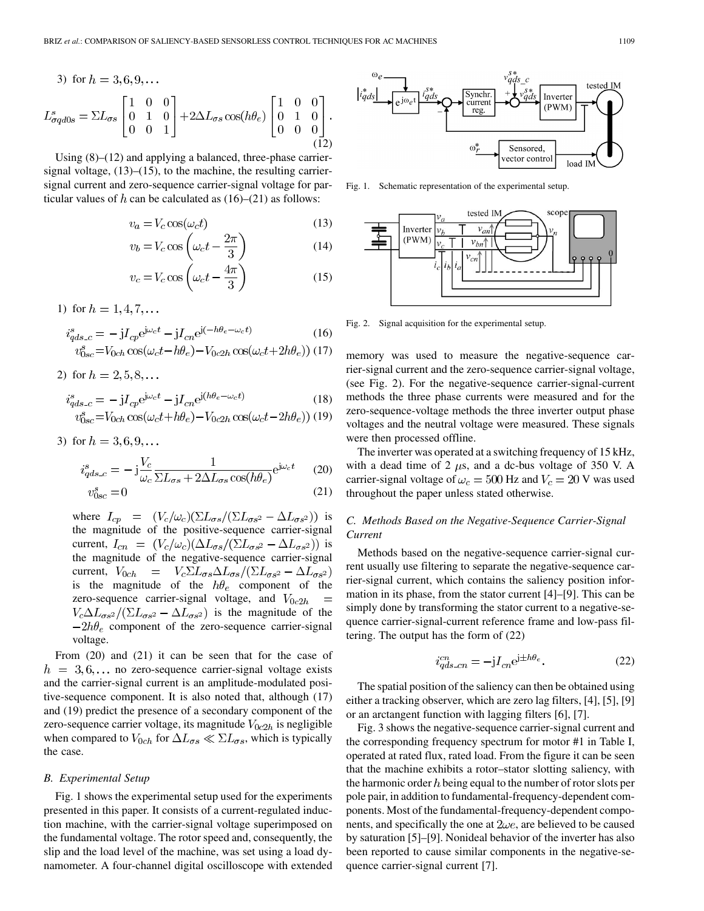3) for $h = 3, 6, 9, \ldots$

$$L^s_{\sigma qd0s} = \Sigma L_{\sigma s}\begin{bmatrix}1&0&0\\0&1&0\\0&0&1\end{bmatrix} + 2\Delta L_{\sigma s}\cos(h\theta_e)\begin{bmatrix}1&0&0\\0&1&0\\0&0&0\end{bmatrix}. \tag{12}$$

Using (8)–(12) and applying a balanced, three-phase carrier-signal voltage, (13)–(15), to the machine, the resulting carrier-signal current and zero-sequence carrier-signal voltage for particular values of $h$ can be calculated as (16)–(21) as follows:

$$v_a = V_c\cos(\omega_c t) \tag{13}$$

$$v_b = V_c\cos\left(\omega_c t - \frac{2\pi}{3}\right) \tag{14}$$

$$v_c = V_c\cos\left(\omega_c t - \frac{4\pi}{3}\right) \tag{15}$$

1) for $h = 1, 4, 7, \ldots$

$$i^s_{qds\_c} = -\mathrm{j}I_{cp}e^{\mathrm{j}\omega_c t} - \mathrm{j}I_{cn}e^{\mathrm{j}(-h\theta_e - \omega_c t)} \tag{16}$$

$$v^s_{0sc} = V_{0ch}\cos(\omega_c t - h\theta_e) - V_{0c2h}\cos(\omega_c t + 2h\theta_e)) \tag{17}$$

2) for $h = 2, 5, 8, \ldots$

$$i^s_{qds\_c} = -\mathrm{j}I_{cp}e^{\mathrm{j}\omega_c t} - \mathrm{j}I_{cn}e^{\mathrm{j}(h\theta_e - \omega_c t)} \tag{18}$$

$$v^s_{0sc} = V_{0ch}\cos(\omega_c t + h\theta_e) - V_{0c2h}\cos(\omega_c t - 2h\theta_e)) \tag{19}$$

3) for $h = 3, 6, 9, \ldots$

$$i^s_{qds\_c} = -\mathrm{j}\frac{V_c}{\omega_c}\frac{1}{\Sigma L_{\sigma s} + 2\Delta L_{\sigma s}\cos(h\theta_e)}e^{\mathrm{j}\omega_c t} \tag{20}$$

$$v^s_{0sc} = 0 \tag{21}$$

where $I_{cp} = (V_c/\omega_c)(\Sigma L_{\sigma s}/(\Sigma L_{\sigma s^2} - \Delta L_{\sigma s^2}))$ is the magnitude of the positive-sequence carrier-signal current, $I_{cn} = (V_c/\omega_c)(\Delta L_{\sigma s}/(\Sigma L_{\sigma s^2} - \Delta L_{\sigma s^2}))$ is the magnitude of the negative-sequence carrier-signal current, $V_{0ch} = V_c\Sigma L_{\sigma s}\Delta L_{\sigma s}/(\Sigma L_{\sigma s^2} - \Delta L_{\sigma s^2})$ is the magnitude of the $h\theta_e$ component of the zero-sequence carrier-signal voltage, and $V_{0c2h} = V_c\Delta L_{\sigma s^2}/(\Sigma L_{\sigma s^2} - \Delta L_{\sigma s^2})$ is the magnitude of the $-2h\theta_e$ component of the zero-sequence carrier-signal voltage.

From (20) and (21) it can be seen that for the case of $h = 3, 6, \ldots$ no zero-sequence carrier-signal voltage exists and the carrier-signal current is an amplitude-modulated positive-sequence component. It is also noted that, although (17) and (19) predict the presence of a secondary component of the zero-sequence carrier voltage, its magnitude $V_{0c2h}$ is negligible when compared to $V_{0ch}$ for $\Delta L_{\sigma s} \ll \Sigma L_{\sigma s}$, which is typically the case.

### B. Experimental Setup

Fig. 1 shows the experimental setup used for the experiments presented in this paper. It consists of a current-regulated induction machine, with the carrier-signal voltage superimposed on the fundamental voltage. The rotor speed and, consequently, the slip and the load level of the machine, was set using a load dynamometer. A four-channel digital oscilloscope with extended memory was used to measure the negative-sequence carrier-signal current and the zero-sequence carrier-signal voltage, (see Fig. 2). For the negative-sequence carrier-signal-current methods the three phase currents were measured and for the zero-sequence-voltage methods the three inverter output phase voltages and the neutral voltage were measured. These signals were then processed offline.

Fig. 1. Schematic representation of the experimental setup.

Fig. 2. Signal acquisition for the experimental setup.

The inverter was operated at a switching frequency of 15 kHz, with a dead time of 2 $\mu$s, and a dc-bus voltage of 350 V. A carrier-signal voltage of $\omega_c = 500$ Hz and $V_c = 20$ V was used throughout the paper unless stated otherwise.

### C. Methods Based on the Negative-Sequence Carrier-Signal Current

Methods based on the negative-sequence carrier-signal current usually use filtering to separate the negative-sequence carrier-signal current, which contains the saliency position information in its phase, from the stator current [4]–[9]. This can be simply done by transforming the stator current to a negative-sequence carrier-signal-current reference frame and low-pass filtering. The output has the form of (22)

$$i^{cn}_{qds\_cn} = -\mathrm{j}I_{cn}e^{\mathrm{j}\pm h\theta_e}. \tag{22}$$

The spatial position of the saliency can then be obtained using either a tracking observer, which are zero lag filters, [4], [5], [9] or an arctangent function with lagging filters [6], [7].

Fig. 3 shows the negative-sequence carrier-signal current and the corresponding frequency spectrum for motor #1 in Table I, operated at rated flux, rated load. From the figure it can be seen that the machine exhibits a rotor–stator slotting saliency, with the harmonic order $h$ being equal to the number of rotor slots per pole pair, in addition to fundamental-frequency-dependent components. Most of the fundamental-frequency-dependent components, and specifically the one at $2\omega e$, are believed to be caused by saturation [5]–[9]. Nonideal behavior of the inverter has also been reported to cause similar components in the negative-sequence carrier-signal current [7].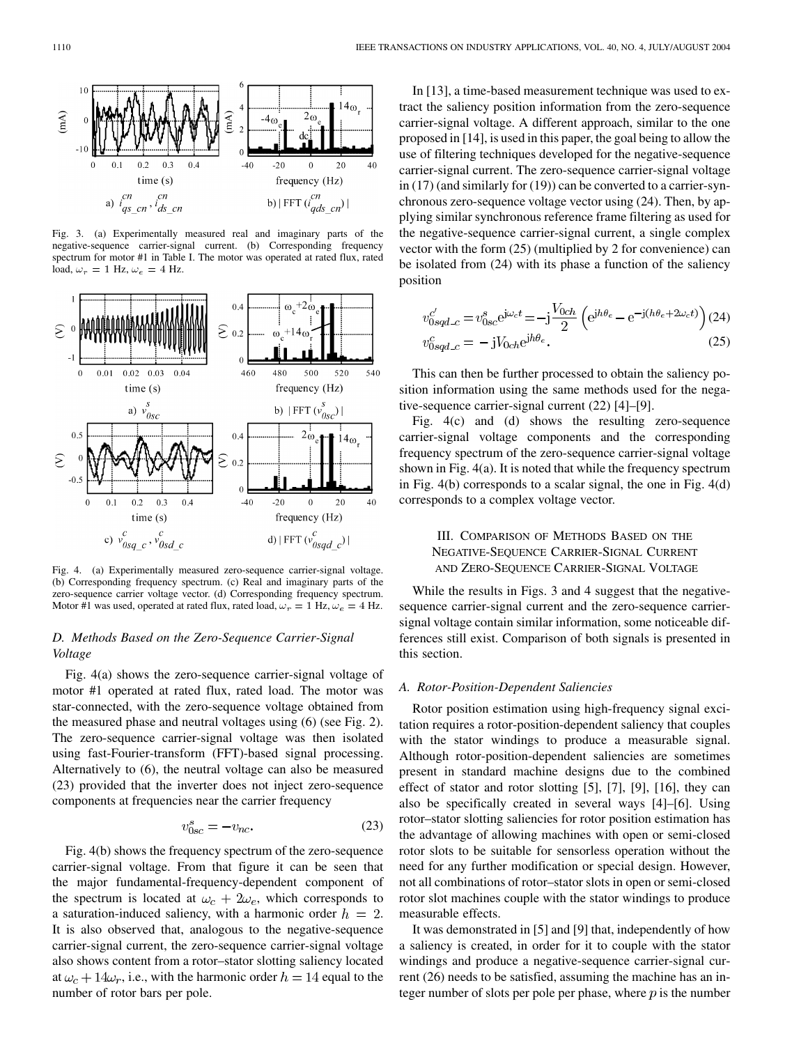Fig. 3. (a) Experimentally measured real and imaginary parts of the negative-sequence carrier-signal current. (b) Corresponding frequency spectrum for motor #1 in Table I. The motor was operated at rated flux, rated load, $\omega_r = 1$ Hz, $\omega_e = 4$ Hz.

Fig. 4. (a) Experimentally measured zero-sequence carrier-signal voltage. (b) Corresponding frequency spectrum. (c) Real and imaginary parts of the zero-sequence carrier voltage vector. (d) Corresponding frequency spectrum. Motor #1 was used, operated at rated flux, rated load, $\omega_r = 1$ Hz, $\omega_e = 4$ Hz.

### *D. Methods Based on the Zero-Sequence Carrier-Signal Voltage*

Fig. 4(a) shows the zero-sequence carrier-signal voltage of motor #1 operated at rated flux, rated load. The motor was star-connected, with the zero-sequence voltage obtained from the measured phase and neutral voltages using (6) (see Fig. 2). The zero-sequence carrier-signal voltage was then isolated using fast-Fourier-transform (FFT)-based signal processing. Alternatively to (6), the neutral voltage can also be measured (23) provided that the inverter does not inject zero-sequence components at frequencies near the carrier frequency

$$v_{0sc}^{s} = -v_{nc}. \tag{23}$$

Fig. 4(b) shows the frequency spectrum of the zero-sequence carrier-signal voltage. From that figure it can be seen that the major fundamental-frequency-dependent component of the spectrum is located at $\omega_c + 2\omega_e$, which corresponds to a saturation-induced saliency, with a harmonic order $h = 2$. It is also observed that, analogous to the negative-sequence carrier-signal current, the zero-sequence carrier-signal voltage also shows content from a rotor–stator slotting saliency located at $\omega_c + 14\omega_r$, i.e., with the harmonic order $h = 14$ equal to the number of rotor bars per pole.

In [13], a time-based measurement technique was used to extract the saliency position information from the zero-sequence carrier-signal voltage. A different approach, similar to the one proposed in [14], is used in this paper, the goal being to allow the use of filtering techniques developed for the negative-sequence carrier-signal current. The zero-sequence carrier-signal voltage in (17) (and similarly for (19)) can be converted to a carrier-synchronous zero-sequence voltage vector using (24). Then, by applying similar synchronous reference frame filtering as used for the negative-sequence carrier-signal current, a single complex vector with the form (25) (multiplied by 2 for convenience) can be isolated from (24) with its phase a function of the saliency position

$$v_{0sqd\_c}^{c'} = v_{0sc}^{s} e^{j\omega_c t} = -j\frac{V_{0ch}}{2}\left(e^{jh\theta_e} - e^{-j(h\theta_e + 2\omega_c t)}\right) \tag{24}$$

$$v_{0sqd\_c}^{c} = -jV_{0ch} e^{jh\theta_e}. \tag{25}$$

This can then be further processed to obtain the saliency position information using the same methods used for the negative-sequence carrier-signal current (22) [4]–[9].

Fig. 4(c) and (d) shows the resulting zero-sequence carrier-signal voltage components and the corresponding frequency spectrum of the zero-sequence carrier-signal voltage shown in Fig. 4(a). It is noted that while the frequency spectrum in Fig. 4(b) corresponds to a scalar signal, the one in Fig. 4(d) corresponds to a complex voltage vector.

## III. Comparison of Methods Based on the Negative-Sequence Carrier-Signal Current and Zero-Sequence Carrier-Signal Voltage

While the results in Figs. 3 and 4 suggest that the negative-sequence carrier-signal current and the zero-sequence carrier-signal voltage contain similar information, some noticeable differences still exist. Comparison of both signals is presented in this section.

### *A. Rotor-Position-Dependent Saliencies*

Rotor position estimation using high-frequency signal excitation requires a rotor-position-dependent saliency that couples with the stator windings to produce a measurable signal. Although rotor-position-dependent saliencies are sometimes present in standard machine designs due to the combined effect of stator and rotor slotting [5], [7], [9], [16], they can also be specifically created in several ways [4]–[6]. Using rotor–stator slotting saliencies for rotor position estimation has the advantage of allowing machines with open or semi-closed rotor slots to be suitable for sensorless operation without the need for any further modification or special design. However, not all combinations of rotor–stator slots in open or semi-closed rotor slot machines couple with the stator windings to produce measurable effects.

It was demonstrated in [5] and [9] that, independently of how a saliency is created, in order for it to couple with the stator windings and produce a negative-sequence carrier-signal current (26) needs to be satisfied, assuming the machine has an integer number of slots per pole per phase, where $p$ is the number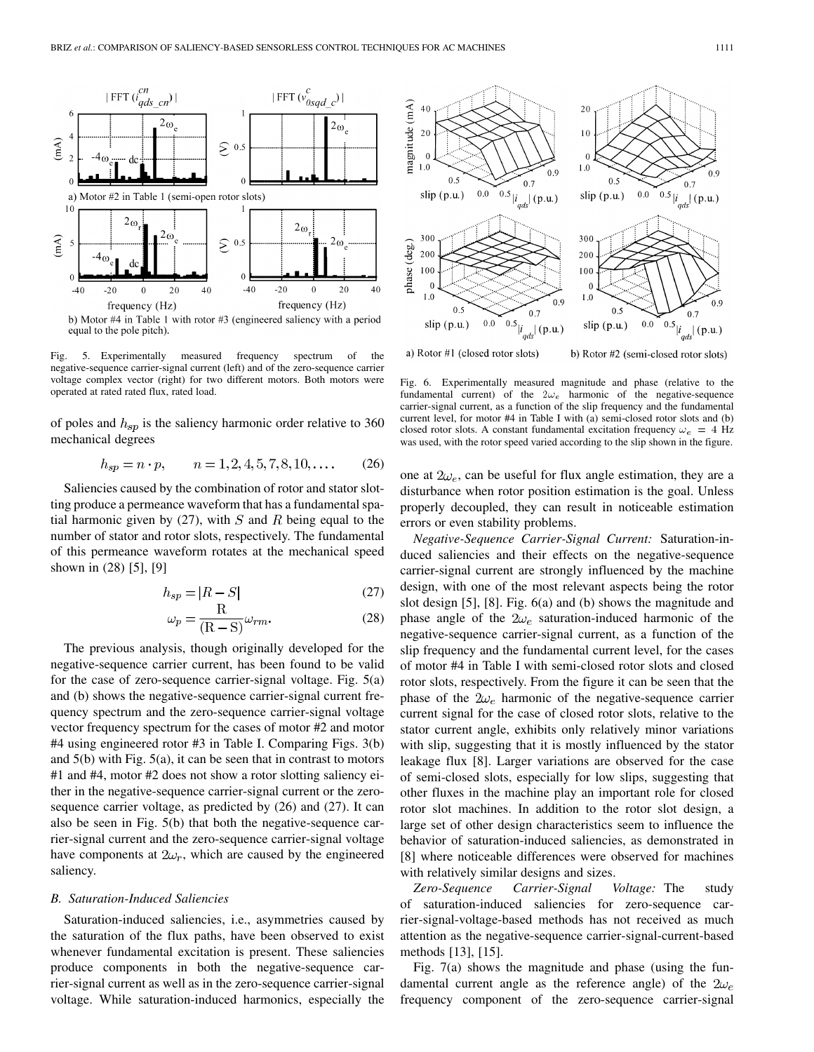Fig. 5. Experimentally measured frequency spectrum of the negative-sequence carrier-signal current (left) and of the zero-sequence carrier voltage complex vector (right) for two different motors. Both motors were operated at rated rated flux, rated load.

Fig. 6. Experimentally measured magnitude and phase (relative to the fundamental current) of the $2\omega_e$ harmonic of the negative-sequence carrier-signal current, as a function of the slip frequency and the fundamental current level, for motor #4 in Table I with (a) semi-closed rotor slots and (b) closed rotor slots. A constant fundamental excitation frequency $\omega_e = 4$ Hz was used, with the rotor speed varied according to the slip shown in the figure.

of poles and $h_{sp}$ is the saliency harmonic order relative to 360 mechanical degrees

$$h_{sp} = n \cdot p, \qquad n = 1, 2, 4, 5, 7, 8, 10, \ldots. \tag{26}$$

Saliencies caused by the combination of rotor and stator slotting produce a permeance waveform that has a fundamental spatial harmonic given by (27), with $S$ and $R$ being equal to the number of stator and rotor slots, respectively. The fundamental of this permeance waveform rotates at the mechanical speed shown in (28) [5], [9]

$$h_{sp} = |R - S| \tag{27}$$

$$\omega_p = \frac{\mathrm{R}}{(\mathrm{R}-\mathrm{S})}\omega_{rm}. \tag{28}$$

The previous analysis, though originally developed for the negative-sequence carrier current, has been found to be valid for the case of zero-sequence carrier-signal voltage. Fig. 5(a) and (b) shows the negative-sequence carrier-signal current frequency spectrum and the zero-sequence carrier-signal voltage vector frequency spectrum for the cases of motor #2 and motor #4 using engineered rotor #3 in Table I. Comparing Figs. 3(b) and 5(b) with Fig. 5(a), it can be seen that in contrast to motors #1 and #4, motor #2 does not show a rotor slotting saliency either in the negative-sequence carrier-signal current or the zero-sequence carrier voltage, as predicted by (26) and (27). It can also be seen in Fig. 5(b) that both the negative-sequence carrier-signal current and the zero-sequence carrier-signal voltage have components at $2\omega_r$, which are caused by the engineered saliency.

### B. Saturation-Induced Saliencies

Saturation-induced saliencies, i.e., asymmetries caused by the saturation of the flux paths, have been observed to exist whenever fundamental excitation is present. These saliencies produce components in both the negative-sequence carrier-signal current as well as in the zero-sequence carrier-signal voltage. While saturation-induced harmonics, especially the one at $2\omega_e$, can be useful for flux angle estimation, they are a disturbance when rotor position estimation is the goal. Unless properly decoupled, they can result in noticeable estimation errors or even stability problems.

*Negative-Sequence Carrier-Signal Current:* Saturation-induced saliencies and their effects on the negative-sequence carrier-signal current are strongly influenced by the machine design, with one of the most relevant aspects being the rotor slot design [5], [8]. Fig. 6(a) and (b) shows the magnitude and phase angle of the $2\omega_e$ saturation-induced harmonic of the negative-sequence carrier-signal current, as a function of the slip frequency and the fundamental current level, for the cases of motor #4 in Table I with semi-closed rotor slots and closed rotor slots, respectively. From the figure it can be seen that the phase of the $2\omega_e$ harmonic of the negative-sequence carrier current signal for the case of closed rotor slots, relative to the stator current angle, exhibits only relatively minor variations with slip, suggesting that it is mostly influenced by the stator leakage flux [8]. Larger variations are observed for the case of semi-closed slots, especially for low slips, suggesting that other fluxes in the machine play an important role for closed rotor slot machines. In addition to the rotor slot design, a large set of other design characteristics seem to influence the behavior of saturation-induced saliencies, as demonstrated in [8] where noticeable differences were observed for machines with relatively similar designs and sizes.

*Zero-Sequence Carrier-Signal Voltage:* The study of saturation-induced saliencies for zero-sequence carrier-signal-voltage-based methods has not received as much attention as the negative-sequence carrier-signal-current-based methods [13], [15].

Fig. 7(a) shows the magnitude and phase (using the fundamental current angle as the reference angle) of the $2\omega_e$ frequency component of the zero-sequence carrier-signal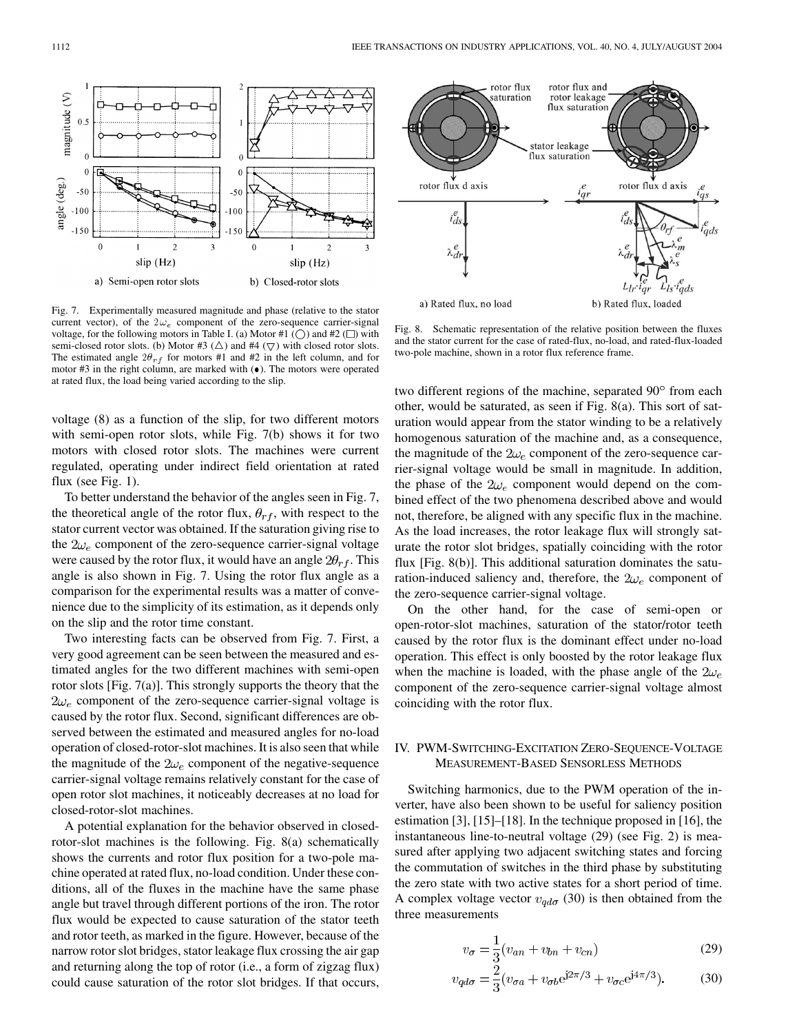Fig. 7. Experimentally measured magnitude and phase (relative to the stator current vector), of the $2\omega_e$ component of the zero-sequence carrier-signal voltage, for the following motors in Table I. (a) Motor #1 (○) and #2 (□) with semi-closed rotor slots. (b) Motor #3 (△) and #4 (▽) with closed rotor slots. The estimated angle $2\theta_{rf}$ for motors #1 and #2 in the left column, and for motor #3 in the right column, are marked with (•). The motors were operated at rated flux, the load being varied according to the slip.

Fig. 8. Schematic representation of the relative position between the fluxes and the stator current for the case of rated-flux, no-load, and rated-flux-loaded two-pole machine, shown in a rotor flux reference frame.

voltage (8) as a function of the slip, for two different motors with semi-open rotor slots, while Fig. 7(b) shows it for two motors with closed rotor slots. The machines were current regulated, operating under indirect field orientation at rated flux (see Fig. 1).

To better understand the behavior of the angles seen in Fig. 7, the theoretical angle of the rotor flux, $\theta_{rf}$, with respect to the stator current vector was obtained. If the saturation giving rise to the $2\omega_e$ component of the zero-sequence carrier-signal voltage were caused by the rotor flux, it would have an angle $2\theta_{rf}$. This angle is also shown in Fig. 7. Using the rotor flux angle as a comparison for the experimental results was a matter of convenience due to the simplicity of its estimation, as it depends only on the slip and the rotor time constant.

Two interesting facts can be observed from Fig. 7. First, a very good agreement can be seen between the measured and estimated angles for the two different machines with semi-open rotor slots [Fig. 7(a)]. This strongly supports the theory that the $2\omega_e$ component of the zero-sequence carrier-signal voltage is caused by the rotor flux. Second, significant differences are observed between the estimated and measured angles for no-load operation of closed-rotor-slot machines. It is also seen that while the magnitude of the $2\omega_e$ component of the negative-sequence carrier-signal voltage remains relatively constant for the case of open rotor slot machines, it noticeably decreases at no load for closed-rotor-slot machines.

A potential explanation for the behavior observed in closed-rotor-slot machines is the following. Fig. 8(a) schematically shows the currents and rotor flux position for a two-pole machine operated at rated flux, no-load condition. Under these conditions, all of the fluxes in the machine have the same phase angle but travel through different portions of the iron. The rotor flux would be expected to cause saturation of the stator teeth and rotor teeth, as marked in the figure. However, because of the narrow rotor slot bridges, stator leakage flux crossing the air gap and returning along the top of rotor (i.e., a form of zigzag flux) could cause saturation of the rotor slot bridges. If that occurs, two different regions of the machine, separated 90° from each other, would be saturated, as seen if Fig. 8(a). This sort of saturation would appear from the stator winding to be a relatively homogenous saturation of the machine and, as a consequence, the magnitude of the $2\omega_e$ component of the zero-sequence carrier-signal voltage would be small in magnitude. In addition, the phase of the $2\omega_e$ component would depend on the combined effect of the two phenomena described above and would not, therefore, be aligned with any specific flux in the machine. As the load increases, the rotor leakage flux will strongly saturate the rotor slot bridges, spatially coinciding with the rotor flux [Fig. 8(b)]. This additional saturation dominates the saturation-induced saliency and, therefore, the $2\omega_e$ component of the zero-sequence carrier-signal voltage.

On the other hand, for the case of semi-open or open-rotor-slot machines, saturation of the stator/rotor teeth caused by the rotor flux is the dominant effect under no-load operation. This effect is only boosted by the rotor leakage flux when the machine is loaded, with the phase angle of the $2\omega_e$ component of the zero-sequence carrier-signal voltage almost coinciding with the rotor flux.

## IV. PWM-Switching-Excitation Zero-Sequence-Voltage Measurement-Based Sensorless Methods

Switching harmonics, due to the PWM operation of the inverter, have also been shown to be useful for saliency position estimation [3], [15]–[18]. In the technique proposed in [16], the instantaneous line-to-neutral voltage (29) (see Fig. 2) is measured after applying two adjacent switching states and forcing the commutation of switches in the third phase by substituting the zero state with two active states for a short period of time. A complex voltage vector $v_{qd\sigma}$ (30) is then obtained from the three measurements

$$v_\sigma = \frac{1}{3}(v_{an} + v_{bn} + v_{cn}) \tag{29}$$

$$v_{qd\sigma} = \frac{2}{3}(v_{\sigma a} + v_{\sigma b}e^{j2\pi/3} + v_{\sigma c}e^{j4\pi/3}). \tag{30}$$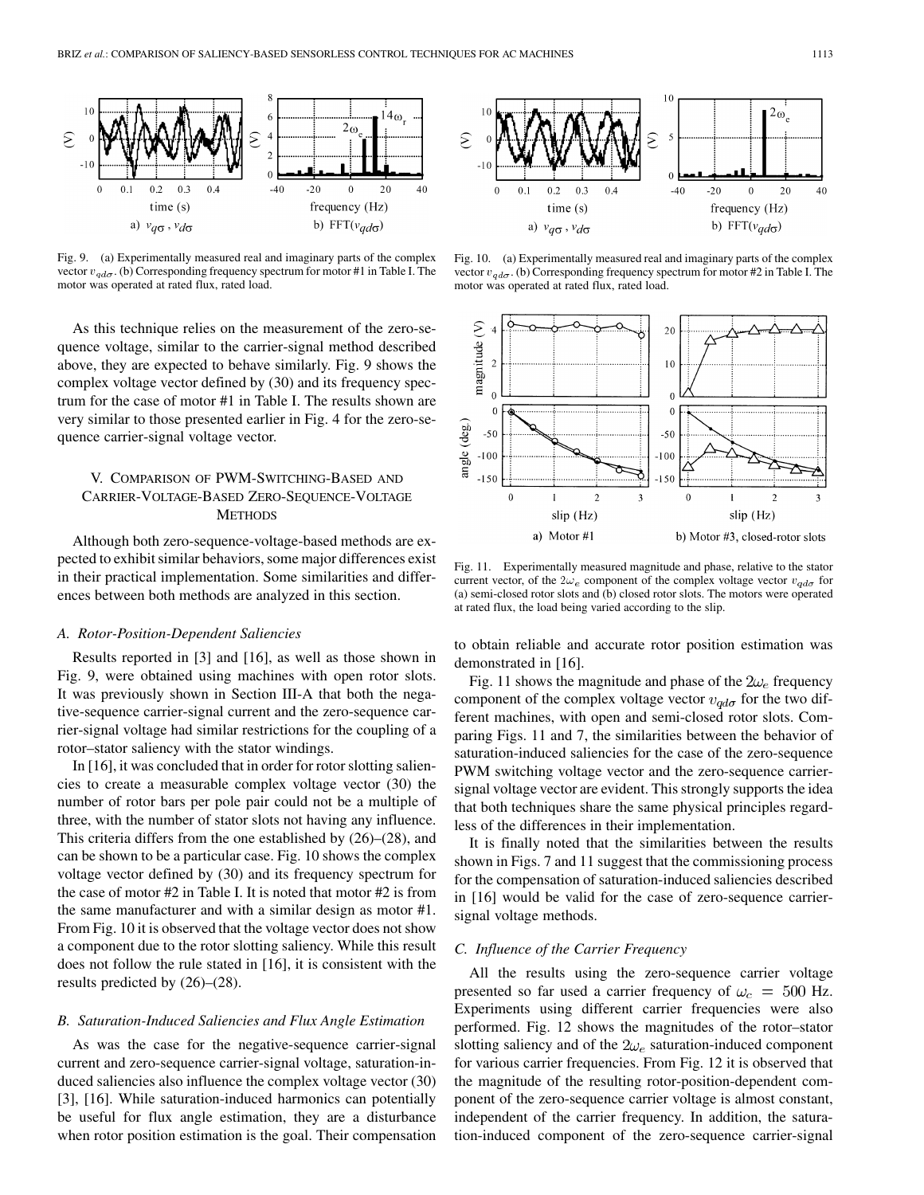Fig. 9. (a) Experimentally measured real and imaginary parts of the complex vector $v_{qd\sigma}$. (b) Corresponding frequency spectrum for motor #1 in Table I. The motor was operated at rated flux, rated load.

Fig. 10. (a) Experimentally measured real and imaginary parts of the complex vector $v_{qd\sigma}$. (b) Corresponding frequency spectrum for motor #2 in Table I. The motor was operated at rated flux, rated load.

As this technique relies on the measurement of the zero-sequence voltage, similar to the carrier-signal method described above, they are expected to behave similarly. Fig. 9 shows the complex voltage vector defined by (30) and its frequency spectrum for the case of motor #1 in Table I. The results shown are very similar to those presented earlier in Fig. 4 for the zero-sequence carrier-signal voltage vector.

## V. Comparison of PWM-Switching-Based and Carrier-Voltage-Based Zero-Sequence-Voltage Methods

Although both zero-sequence-voltage-based methods are expected to exhibit similar behaviors, some major differences exist in their practical implementation. Some similarities and differences between both methods are analyzed in this section.

### A. Rotor-Position-Dependent Saliencies

Results reported in [3] and [16], as well as those shown in Fig. 9, were obtained using machines with open rotor slots. It was previously shown in Section III-A that both the negative-sequence carrier-signal current and the zero-sequence carrier-signal voltage had similar restrictions for the coupling of a rotor–stator saliency with the stator windings.

In [16], it was concluded that in order for rotor slotting saliencies to create a measurable complex voltage vector (30) the number of rotor bars per pole pair could not be a multiple of three, with the number of stator slots not having any influence. This criteria differs from the one established by (26)–(28), and can be shown to be a particular case. Fig. 10 shows the complex voltage vector defined by (30) and its frequency spectrum for the case of motor #2 in Table I. It is noted that motor #2 is from the same manufacturer and with a similar design as motor #1. From Fig. 10 it is observed that the voltage vector does not show a component due to the rotor slotting saliency. While this result does not follow the rule stated in [16], it is consistent with the results predicted by (26)–(28).

### B. Saturation-Induced Saliencies and Flux Angle Estimation

As was the case for the negative-sequence carrier-signal current and zero-sequence carrier-signal voltage, saturation-induced saliencies also influence the complex voltage vector (30) [3], [16]. While saturation-induced harmonics can potentially be useful for flux angle estimation, they are a disturbance when rotor position estimation is the goal. Their compensation to obtain reliable and accurate rotor position estimation was demonstrated in [16].

Fig. 11. Experimentally measured magnitude and phase, relative to the stator current vector, of the $2\omega_e$ component of the complex voltage vector $v_{qd\sigma}$ for (a) semi-closed rotor slots and (b) closed rotor slots. The motors were operated at rated flux, the load being varied according to the slip.

Fig. 11 shows the magnitude and phase of the $2\omega_e$ frequency component of the complex voltage vector $v_{qd\sigma}$ for the two different machines, with open and semi-closed rotor slots. Comparing Figs. 11 and 7, the similarities between the behavior of saturation-induced saliencies for the case of the zero-sequence PWM switching voltage vector and the zero-sequence carrier-signal voltage vector are evident. This strongly supports the idea that both techniques share the same physical principles regardless of the differences in their implementation.

It is finally noted that the similarities between the results shown in Figs. 7 and 11 suggest that the commissioning process for the compensation of saturation-induced saliencies described in [16] would be valid for the case of zero-sequence carrier-signal voltage methods.

### C. Influence of the Carrier Frequency

All the results using the zero-sequence carrier voltage presented so far used a carrier frequency of $\omega_c = 500$ Hz. Experiments using different carrier frequencies were also performed. Fig. 12 shows the magnitudes of the rotor–stator slotting saliency and of the $2\omega_e$ saturation-induced component for various carrier frequencies. From Fig. 12 it is observed that the magnitude of the resulting rotor-position-dependent component of the zero-sequence carrier voltage is almost constant, independent of the carrier frequency. In addition, the saturation-induced component of the zero-sequence carrier-signal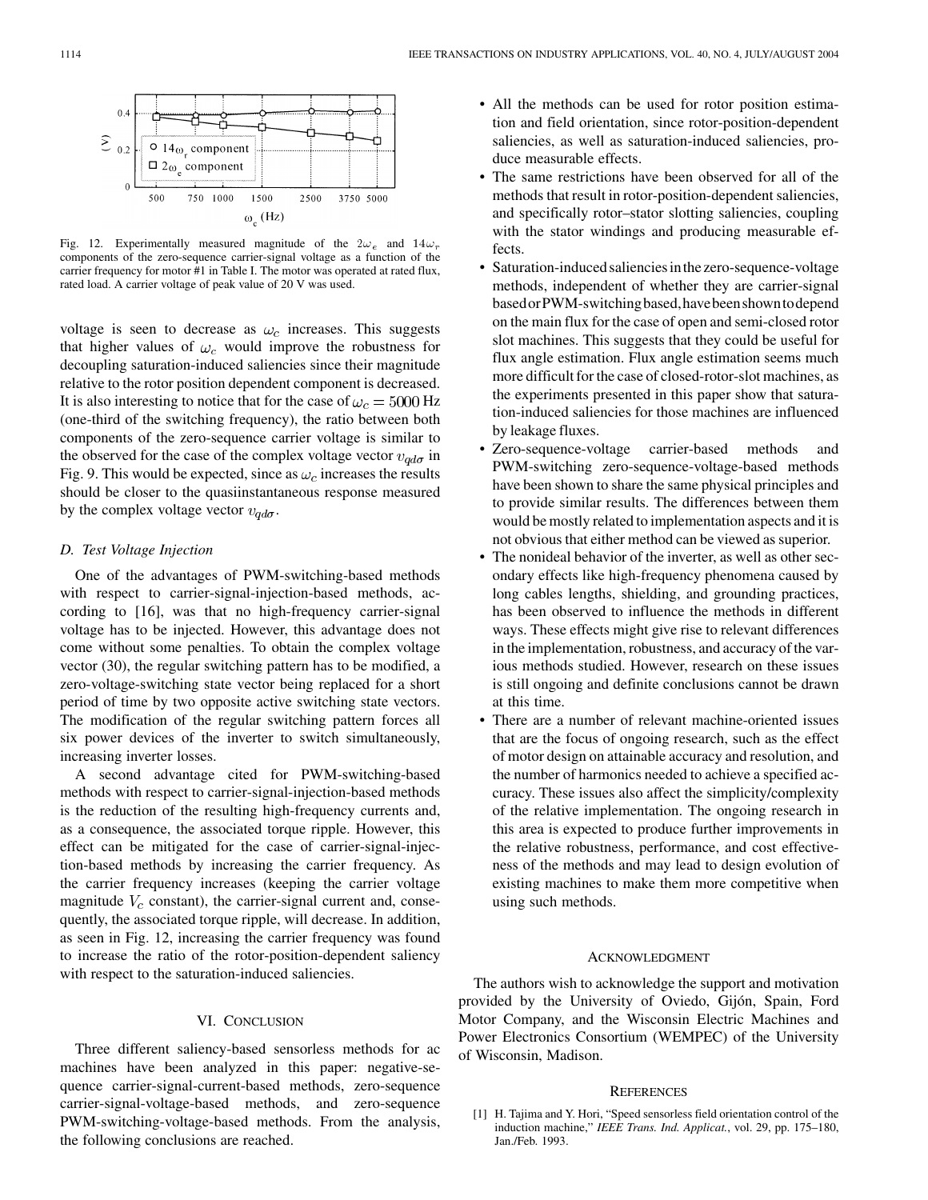Fig. 12. Experimentally measured magnitude of the $2\omega_e$ and $14\omega_r$ components of the zero-sequence carrier-signal voltage as a function of the carrier frequency for motor #1 in Table I. The motor was operated at rated flux, rated load. A carrier voltage of peak value of 20 V was used.

voltage is seen to decrease as $\omega_c$ increases. This suggests that higher values of $\omega_c$ would improve the robustness for decoupling saturation-induced saliencies since their magnitude relative to the rotor position dependent component is decreased. It is also interesting to notice that for the case of $\omega_c = 5000$ Hz (one-third of the switching frequency), the ratio between both components of the zero-sequence carrier voltage is similar to the observed for the case of the complex voltage vector $v_{qd\sigma}$ in Fig. 9. This would be expected, since as $\omega_c$ increases the results should be closer to the quasiinstantaneous response measured by the complex voltage vector $v_{qd\sigma}$.

### D. Test Voltage Injection

One of the advantages of PWM-switching-based methods with respect to carrier-signal-injection-based methods, according to [16], was that no high-frequency carrier-signal voltage has to be injected. However, this advantage does not come without some penalties. To obtain the complex voltage vector (30), the regular switching pattern has to be modified, a zero-voltage-switching state vector being replaced for a short period of time by two opposite active switching state vectors. The modification of the regular switching pattern forces all six power devices of the inverter to switch simultaneously, increasing inverter losses.

A second advantage cited for PWM-switching-based methods with respect to carrier-signal-injection-based methods is the reduction of the resulting high-frequency currents and, as a consequence, the associated torque ripple. However, this effect can be mitigated for the case of carrier-signal-injection-based methods by increasing the carrier frequency. As the carrier frequency increases (keeping the carrier voltage magnitude $V_c$ constant), the carrier-signal current and, consequently, the associated torque ripple, will decrease. In addition, as seen in Fig. 12, increasing the carrier frequency was found to increase the ratio of the rotor-position-dependent saliency with respect to the saturation-induced saliencies.

## VI. Conclusion

Three different saliency-based sensorless methods for ac machines have been analyzed in this paper: negative-sequence carrier-signal-current-based methods, zero-sequence carrier-signal-voltage-based methods, and zero-sequence PWM-switching-voltage-based methods. From the analysis, the following conclusions are reached.

- All the methods can be used for rotor position estimation and field orientation, since rotor-position-dependent saliencies, as well as saturation-induced saliencies, produce measurable effects.
- The same restrictions have been observed for all of the methods that result in rotor-position-dependent saliencies, and specifically rotor–stator slotting saliencies, coupling with the stator windings and producing measurable effects.
- Saturation-induced saliencies in the zero-sequence-voltage methods, independent of whether they are carrier-signal based or PWM-switching based, have been shown to depend on the main flux for the case of open and semi-closed rotor slot machines. This suggests that they could be useful for flux angle estimation. Flux angle estimation seems much more difficult for the case of closed-rotor-slot machines, as the experiments presented in this paper show that saturation-induced saliencies for those machines are influenced by leakage fluxes.
- Zero-sequence-voltage carrier-based methods and PWM-switching zero-sequence-voltage-based methods have been shown to share the same physical principles and to provide similar results. The differences between them would be mostly related to implementation aspects and it is not obvious that either method can be viewed as superior.
- The nonideal behavior of the inverter, as well as other secondary effects like high-frequency phenomena caused by long cables lengths, shielding, and grounding practices, has been observed to influence the methods in different ways. These effects might give rise to relevant differences in the implementation, robustness, and accuracy of the various methods studied. However, research on these issues is still ongoing and definite conclusions cannot be drawn at this time.
- There are a number of relevant machine-oriented issues that are the focus of ongoing research, such as the effect of motor design on attainable accuracy and resolution, and the number of harmonics needed to achieve a specified accuracy. These issues also affect the simplicity/complexity of the relative implementation. The ongoing research in this area is expected to produce further improvements in the relative robustness, performance, and cost effectiveness of the methods and may lead to design evolution of existing machines to make them more competitive when using such methods.

## Acknowledgment

The authors wish to acknowledge the support and motivation provided by the University of Oviedo, Gijón, Spain, Ford Motor Company, and the Wisconsin Electric Machines and Power Electronics Consortium (WEMPEC) of the University of Wisconsin, Madison.

## References

[1] H. Tajima and Y. Hori, "Speed sensorless field orientation control of the induction machine," *IEEE Trans. Ind. Applicat.*, vol. 29, pp. 175–180, Jan./Feb. 1993.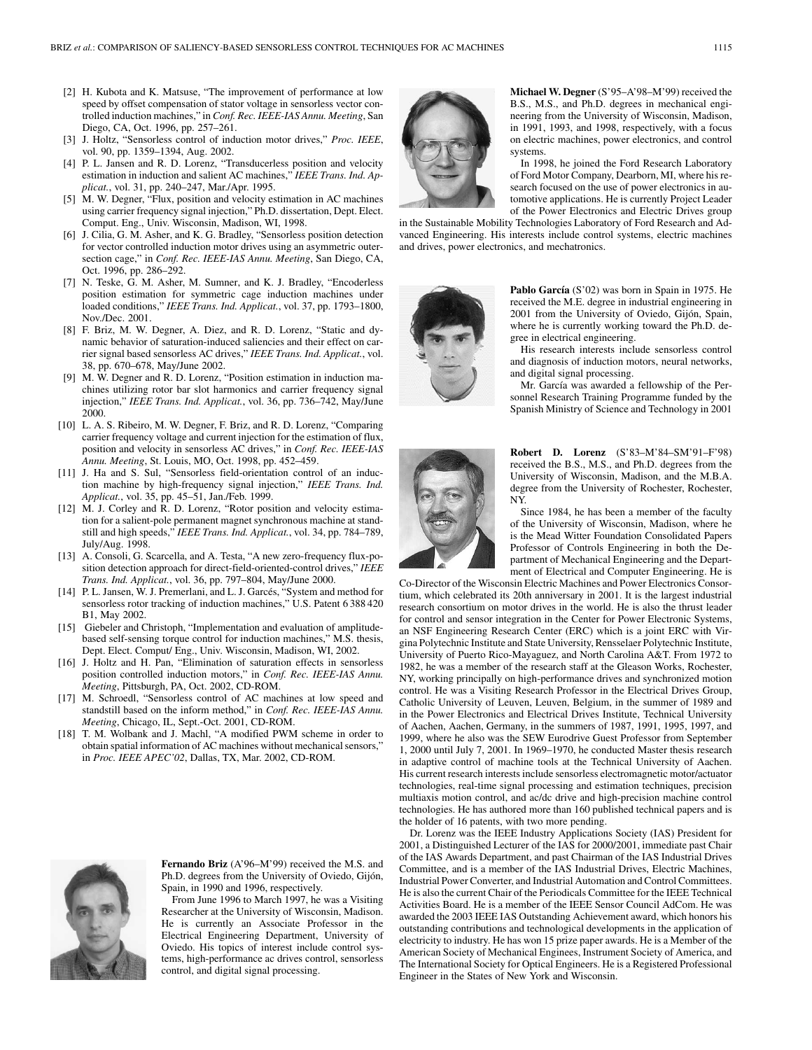[2] H. Kubota and K. Matsuse, "The improvement of performance at low speed by offset compensation of stator voltage in sensorless vector controlled induction machines," in *Conf. Rec. IEEE-IAS Annu. Meeting*, San Diego, CA, Oct. 1996, pp. 257–261.

[3] J. Holtz, "Sensorless control of induction motor drives," *Proc. IEEE*, vol. 90, pp. 1359–1394, Aug. 2002.

[4] P. L. Jansen and R. D. Lorenz, "Transducerless position and velocity estimation in induction and salient AC machines," *IEEE Trans. Ind. Applicat.*, vol. 31, pp. 240–247, Mar./Apr. 1995.

[5] M. W. Degner, "Flux, position and velocity estimation in AC machines using carrier frequency signal injection," Ph.D. dissertation, Dept. Elect. Comput. Eng., Univ. Wisconsin, Madison, WI, 1998.

[6] J. Cilia, G. M. Asher, and K. G. Bradley, "Sensorless position detection for vector controlled induction motor drives using an asymmetric outersection cage," in *Conf. Rec. IEEE-IAS Annu. Meeting*, San Diego, CA, Oct. 1996, pp. 286–292.

[7] N. Teske, G. M. Asher, M. Sumner, and K. J. Bradley, "Encoderless position estimation for symmetric cage induction machines under loaded conditions," *IEEE Trans. Ind. Applicat.*, vol. 37, pp. 1793–1800, Nov./Dec. 2001.

[8] F. Briz, M. W. Degner, A. Diez, and R. D. Lorenz, "Static and dynamic behavior of saturation-induced saliencies and their effect on carrier signal based sensorless AC drives," *IEEE Trans. Ind. Applicat.*, vol. 38, pp. 670–678, May/June 2002.

[9] M. W. Degner and R. D. Lorenz, "Position estimation in induction machines utilizing rotor bar slot harmonics and carrier frequency signal injection," *IEEE Trans. Ind. Applicat.*, vol. 36, pp. 736–742, May/June 2000.

[10] L. A. S. Ribeiro, M. W. Degner, F. Briz, and R. D. Lorenz, "Comparing carrier frequency voltage and current injection for the estimation of flux, position and velocity in sensorless AC drives," in *Conf. Rec. IEEE-IAS Annu. Meeting*, St. Louis, MO, Oct. 1998, pp. 452–459.

[11] J. Ha and S. Sul, "Sensorless field-orientation control of an induction machine by high-frequency signal injection," *IEEE Trans. Ind. Applicat.*, vol. 35, pp. 45–51, Jan./Feb. 1999.

[12] M. J. Corley and R. D. Lorenz, "Rotor position and velocity estimation for a salient-pole permanent magnet synchronous machine at standstill and high speeds," *IEEE Trans. Ind. Applicat.*, vol. 34, pp. 784–789, July/Aug. 1998.

[13] A. Consoli, G. Scarcella, and A. Testa, "A new zero-frequency flux-position detection approach for direct-field-oriented-control drives," *IEEE Trans. Ind. Applicat.*, vol. 36, pp. 797–804, May/June 2000.

[14] P. L. Jansen, W. J. Premerlani, and L. J. Garcés, "System and method for sensorless rotor tracking of induction machines," U.S. Patent 6 388 420 B1, May 2002.

[15] Giebeler and Christoph, "Implementation and evaluation of amplitude-based self-sensing torque control for induction machines," M.S. thesis, Dept. Elect. Comput/ Eng., Univ. Wisconsin, Madison, WI, 2002.

[16] J. Holtz and H. Pan, "Elimination of saturation effects in sensorless position controlled induction motors," in *Conf. Rec. IEEE-IAS Annu. Meeting*, Pittsburgh, PA, Oct. 2002, CD-ROM.

[17] M. Schroedl, "Sensorless control of AC machines at low speed and standstill based on the inform method," in *Conf. Rec. IEEE-IAS Annu. Meeting*, Chicago, IL, Sept.-Oct. 2001, CD-ROM.

[18] T. M. Wolbank and J. Machl, "A modified PWM scheme in order to obtain spatial information of AC machines without mechanical sensors," in *Proc. IEEE APEC'02*, Dallas, TX, Mar. 2002, CD-ROM.

**Fernando Briz** (A'96–M'99) received the M.S. and Ph.D. degrees from the University of Oviedo, Gijón, Spain, in 1990 and 1996, respectively.

From June 1996 to March 1997, he was a Visiting Researcher at the University of Wisconsin, Madison. He is currently an Associate Professor in the Electrical Engineering Department, University of Oviedo. His topics of interest include control systems, high-performance ac drives control, sensorless control, and digital signal processing.

**Michael W. Degner** (S'95–A'98–M'99) received the B.S., M.S., and Ph.D. degrees in mechanical engineering from the University of Wisconsin, Madison, in 1991, 1993, and 1998, respectively, with a focus on electric machines, power electronics, and control systems.

In 1998, he joined the Ford Research Laboratory of Ford Motor Company, Dearborn, MI, where his research focused on the use of power electronics in automotive applications. He is currently Project Leader of the Power Electronics and Electric Drives group in the Sustainable Mobility Technologies Laboratory of Ford Research and Advanced Engineering. His interests include control systems, electric machines and drives, power electronics, and mechatronics.

**Pablo García** (S'02) was born in Spain in 1975. He received the M.E. degree in industrial engineering in 2001 from the University of Oviedo, Gijón, Spain, where he is currently working toward the Ph.D. degree in electrical engineering.

His research interests include sensorless control and diagnosis of induction motors, neural networks, and digital signal processing.

Mr. García was awarded a fellowship of the Personnel Research Training Programme funded by the Spanish Ministry of Science and Technology in 2001

**Robert D. Lorenz** (S'83–M'84–SM'91–F'98) received the B.S., M.S., and Ph.D. degrees from the University of Wisconsin, Madison, and the M.B.A. degree from the University of Rochester, Rochester, NY.

Since 1984, he has been a member of the faculty of the University of Wisconsin, Madison, where he is the Mead Witter Foundation Consolidated Papers Professor of Controls Engineering in both the Department of Mechanical Engineering and the Department of Electrical and Computer Engineering. He is Co-Director of the Wisconsin Electric Machines and Power Electronics Consortium, which celebrated its 20th anniversary in 2001. It is the largest industrial research consortium on motor drives in the world. He is also the thrust leader for control and sensor integration in the Center for Power Electronic Systems, an NSF Engineering Research Center (ERC) which is a joint ERC with Virgina Polytechnic Institute and State University, Rensselaer Polytechnic Institute, University of Puerto Rico-Mayaguez, and North Carolina A&T. From 1972 to 1982, he was a member of the research staff at the Gleason Works, Rochester, NY, working principally on high-performance drives and synchronized motion control. He was a Visiting Research Professor in the Electrical Drives Group, Catholic University of Leuven, Leuven, Belgium, in the summer of 1989 and in the Power Electronics and Electrical Drives Institute, Technical University of Aachen, Aachen, Germany, in the summers of 1987, 1991, 1995, 1997, and 1999, where he also was the SEW Eurodrive Guest Professor from September 1, 2000 until July 7, 2001. In 1969–1970, he conducted Master thesis research in adaptive control of machine tools at the Technical University of Aachen. His current research interests include sensorless electromagnetic motor/actuator technologies, real-time signal processing and estimation techniques, precision multiaxis motion control, and ac/dc drive and high-precision machine control technologies. He has authored more than 160 published technical papers and is the holder of 16 patents, with two more pending.

Dr. Lorenz was the IEEE Industry Applications Society (IAS) President for 2001, a Distinguished Lecturer of the IAS for 2000/2001, immediate past Chair of the IAS Awards Department, and past Chairman of the IAS Industrial Drives Committee, and is a member of the IAS Industrial Drives, Electric Machines, Industrial Power Converter, and Industrial Automation and Control Committees. He is also the current Chair of the Periodicals Committee for the IEEE Technical Activities Board. He is a member of the IEEE Sensor Council AdCom. He was awarded the 2003 IEEE IAS Outstanding Achievement award, which honors his outstanding contributions and technological developments in the application of electricity to industry. He has won 15 prize paper awards. He is a Member of the American Society of Mechanical Enginees, Instrument Society of America, and The International Society for Optical Engineers. He is a Registered Professional Engineer in the States of New York and Wisconsin.